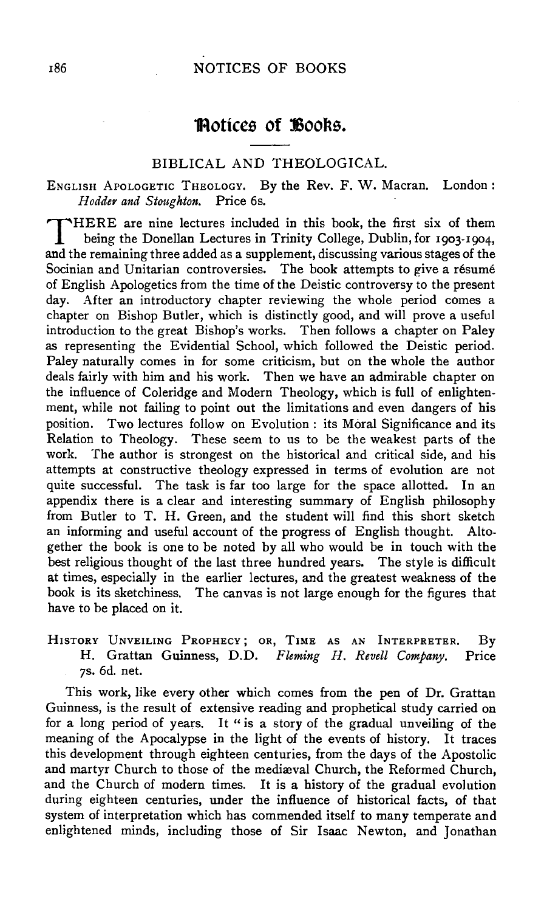# Notices of Books.

## BIBLICAL AND THEOLOGICAL.

ENGLISH APOLOGETIC THEOLOGY. By the Rev. F. W. Macran. London: *Hodder and Stoughton.* Price 6s.

THERE are nine lectures included in this book, the first six of them being the Donellan Lectures in Trinity College, Dublin, for 1903-1904, and the remaining three added as a supplement, discussing various stages of the Socinian and Unitarian controversies. The book attempts to give a résumé of English Apologetics from the time of the Deistic controversy to the present day. After an introductory chapter reviewing the whole period comes a chapter on Bishop Butler, which is distinctly good, and will prove a useful introduction to the great Bishop's works. Then follows a chapter on Paley as representing the Evidential School, which followed the Deistic period. Paley naturally comes in for some criticism, but on the whole the author deals fairly with him and his work. Then we have an admirable chapter on the influence of Coleridge and Modern Theology, which is full of enlightenment, while not failing to point out the limitations and even dangers of his position. Two lectures follow on Evolution: its Moral Significance and its Relation to Theology. These seem to us to be the weakest parts of the work. The author is strongest on the historical and critical side, and his attempts at constructive theology expressed in terms of evolution are not quite successful. The task is far too large for the space allotted. In an appendix there is a clear and interesting summary of English philosophy from Butler to T. H. Green, and the student will find this short sketch an informing and useful account of the progress of English thought. Altogether the book is one to be noted by all who would be in touch with the best religious thought of the last three hundred years. The style is difficult at times, especially in the earlier lectures, and the greatest weakness of the book is its sketchiness. The canvas is not large enough for the figures that have to be placed on it.

HISTORY UNVEILING PROPHECY; OR, TIME AS AN INTERPRETER. By H. Grattan Guinness, D.D. *Fleming H. Revell Company.* Price 7s. 6d. net.

This work, like every other which comes from the pen of Dr. Grattan Guinness, is the result of extensive reading and prophetical study carried on for a long period of years. It "is a story of the gradual unveiling of the meaning of the Apocalypse in the light of the events of history. It traces this development through eighteen centuries, from the days of the Apostolic and martyr Church to those of the mediæval Church, the Reformed Church, and the Church of modern times. It is a history of the gradual evolution during eighteen centuries, under the influence of historical facts, of that system of interpretation which has commended itself to many temperate and enlightened minds, including those of Sir Isaac Newton, and Jonathan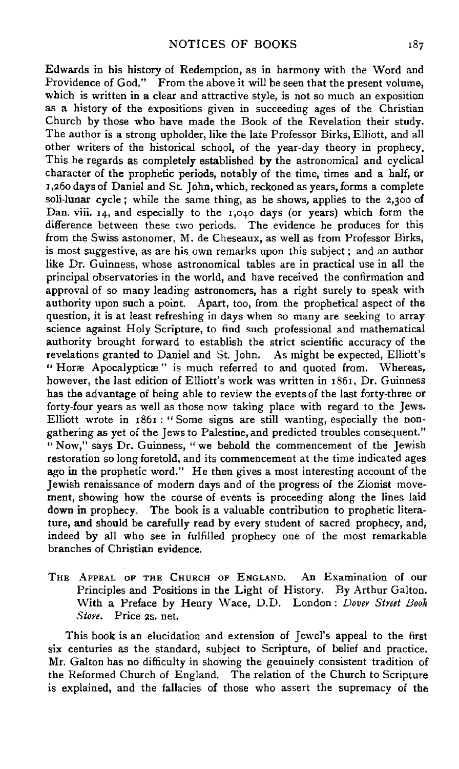Edwards in his history of Redemption, as in harmony with the Word and Providence of God." From the above it will be seen that the present volume, which is written in a clear and attractive style, is not so much an exposition as a history of the expositions given in succeeding ages of the Christian Church by those who have made the Book of the Revelation their study. The author is a strong upholder, like the late Professor Birks, Elliott, and all other writers of the historical school, of the year-day theory in prophecy. This he regards as completely established by the astronomical and cyclical character of the prophetic periods, notably of the time, times and a half, or 1,260 days of Daniel and St. John, which, reckoned as years, forms a complete soli-lunar cycle; while the same thing, as he shows, applies to the 2,300 of Dan. viii. 14, and especially to the 1,040 days (or years) which form the difference between these two periods. The evidence he produces for this from the Swiss astonomer, M. de Cheseaux, as well as from Professor Birks, is most suggestive, as are his own remarks upon this subject; and an author like Dr. Guinness, whose astronomical tables are in practical use in all the principal observatories in the world, and have received the confirmation and approval of so many leading astronomers, has a right surely to speak with authority upon such a point. Apart, too, from the prophetical aspect of the question, it is at least refreshing in days when so many are seeking to array science against Holy Scripture, to find such professional and mathematical authority brought forward to establish the strict scientific accuracy of the revelations granted to Daniel and St. John. As might be expected, Elliott's "Horæ Apocalypticæ" is much referred to and quoted from. Whereas, however, the last edition of Elliott's work was written in 1861, Dr. Guinness has the advantage of being able to review the events of the last forty-three or forty-four years as well as those now taking place with regard to the Jews. Elliott wrote in 1861: "Some signs are still wanting, especially the non-gathering as yet of the Jews to Palestine, and predicted troubles consequent." "Now," says Dr. Guinness, "we behold the commencement of the Jewish restoration so long foretold, and its commencement at the time indicated ages ago in the prophetic word." He then gives a most interesting account of the Jewish renaissance of modern days and of the progress of the Zionist movement, showing how the course of events is proceeding along the lines laid down in prophecy. The book is a valuable contribution to prophetic literature, and should be carefully read by every student of sacred prophecy, and, indeed by all who see in fulfilled prophecy one of the most remarkable branches of Christian evidence.

THE APPEAL OF THE CHURCH OF ENGLAND. An Examination of our Principles and Positions in the Light of History. By Arthur Galton. With a Preface by Henry Wace, D.D. London: *Dover Street Book Store.* Price 2s. net.

This book is an elucidation and extension of Jewel's appeal to the first six centuries as the standard, subject to Scripture, of belief and practice. Mr. Galton has no difficulty in showing the genuinely consistent tradition of the Reformed Church of England. The relation of the Church to Scripture is explained, and the fallacies of those who assert the supremacy of the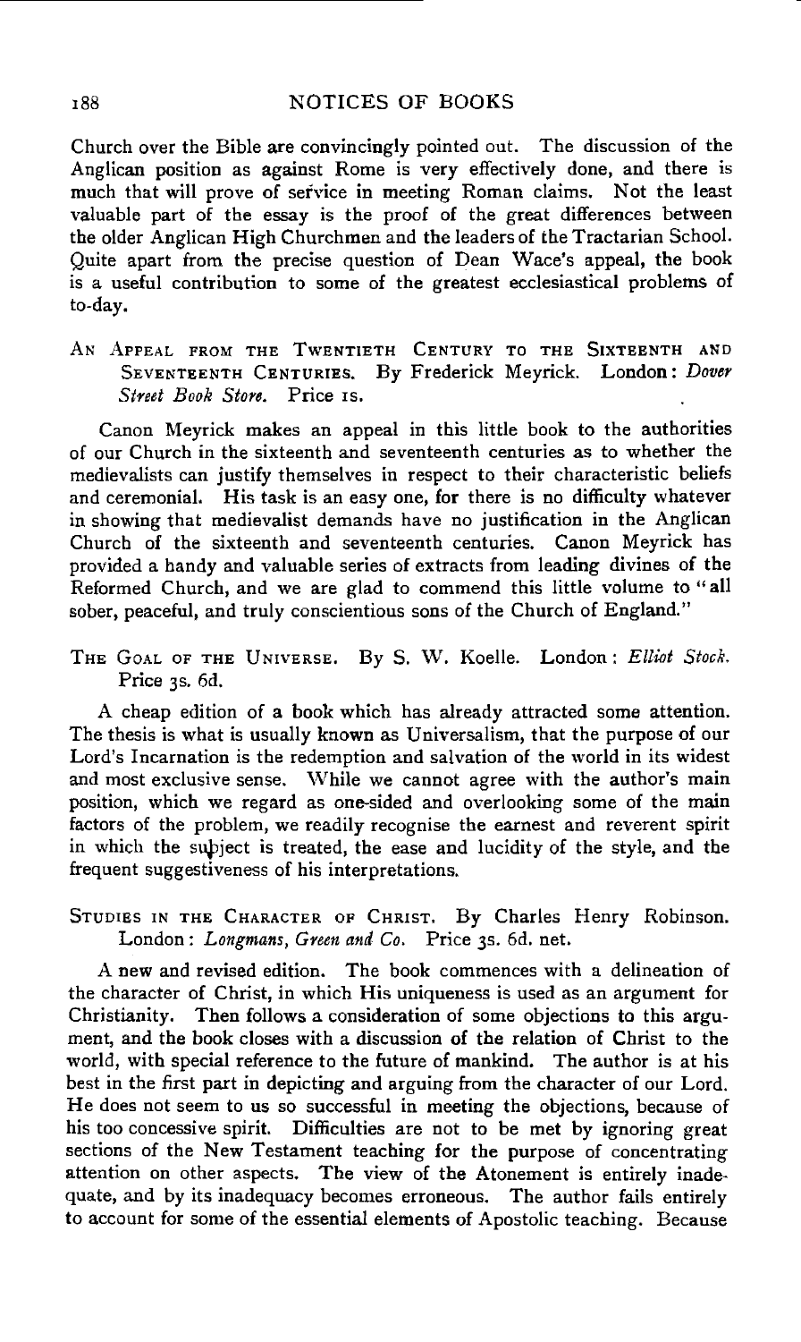Church over the Bible are convincingly pointed out. The discussion of the Anglican position as against Rome is very effectively done, and there is much that will prove of service in meeting Roman claims. Not the least valuable part of the essay is the proof of the great differences between the older Anglican High Churchmen and the leaders of the Tractarian School. Quite apart from the precise question of Dean Wace's appeal, the book is a useful contribution to some of the greatest ecclesiastical problems of to-day.

AN APPEAL FROM THE TWENTIETH CENTURY TO THE SIXTEENTH AND SEVENTEENTH CENTURIES. By Frederick Meyrick. London: *Dover Street Book Store.* Price 1s.

Canon Meyrick makes an appeal in this little book to the authorities of our Church in the sixteenth and seventeenth centuries as to whether the medievalists can justify themselves in respect to their characteristic beliefs and ceremonial. His task is an easy one, for there is no difficulty whatever in showing that medievalist demands have no justification in the Anglican Church of the sixteenth and seventeenth centuries. Canon Meyrick has provided a handy and valuable series of extracts from leading divines of the Reformed Church, and we are glad to commend this little volume to "all sober, peaceful, and truly conscientious sons of the Church of England."

THE GOAL OF THE UNIVERSE. By S. W. Koelle. London: *Elliot Stock.* Price 3s. 6d.

A cheap edition of a book which has already attracted some attention. The thesis is what is usually known as Universalism, that the purpose of our Lord's Incarnation is the redemption and salvation of the world in its widest and most exclusive sense. While we cannot agree with the author's main position, which we regard as one-sided and overlooking some of the main factors of the problem, we readily recognise the earnest and reverent spirit in which the subject is treated, the ease and lucidity of the style, and the frequent suggestiveness of his interpretations.

STUDIES IN THE CHARACTER OF CHRIST. By Charles Henry Robinson. London: *Longmans, Green and Co.* Price 3s. 6d. net.

A new and revised edition. The book commences with a delineation of the character of Christ, in which His uniqueness is used as an argument for Christianity. Then follows a consideration of some objections to this argument, and the book closes with a discussion of the relation of Christ to the world, with special reference to the future of mankind. The author is at his best in the first part in depicting and arguing from the character of our Lord. He does not seem to us so successful in meeting the objections, because of his too concessive spirit. Difficulties are not to be met by ignoring great sections of the New Testament teaching for the purpose of concentrating attention on other aspects. The view of the Atonement is entirely inadequate, and by its inadequacy becomes erroneous. The author fails entirely to account for some of the essential elements of Apostolic teaching. Because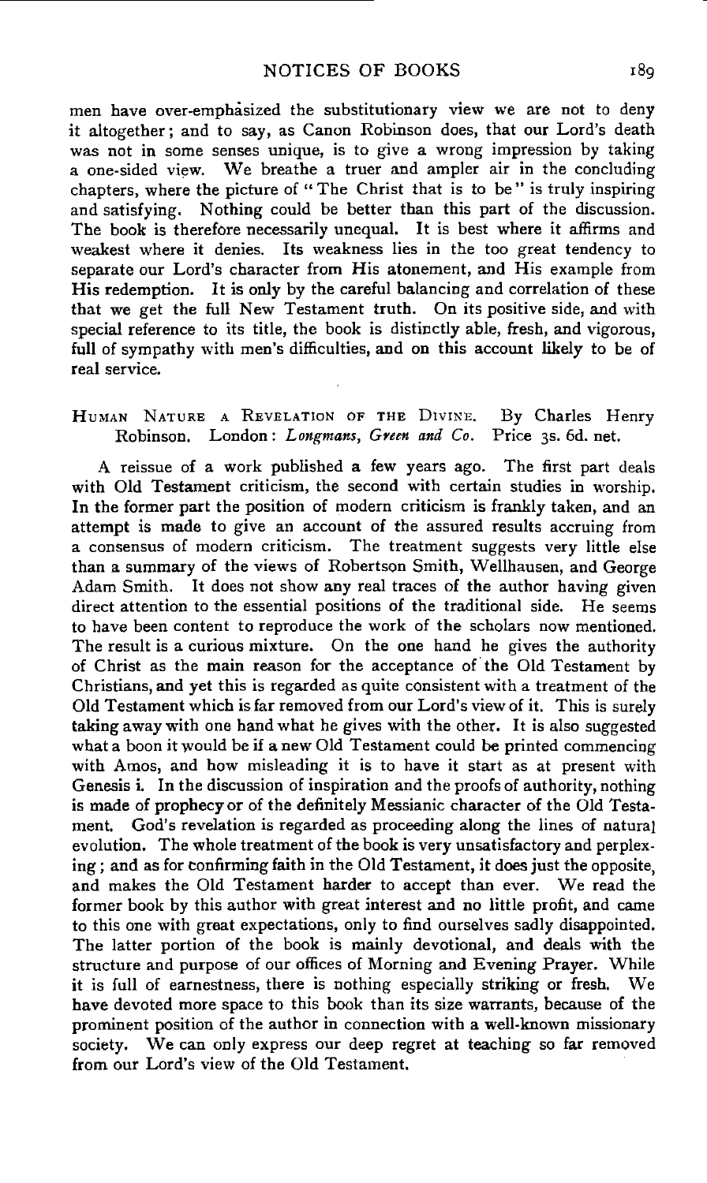men have over-emphasized the substitutionary view we are not to deny it altogether; and to say, as Canon Robinson does, that our Lord's death was not in some senses unique, is to give a wrong impression by taking a one-sided view. We breathe a truer and ampler air in the concluding chapters, where the picture of "The Christ that is to be" is truly inspiring and satisfying. Nothing could be better than this part of the discussion. The book is therefore necessarily unequal. It is best where it affirms and weakest where it denies. Its weakness lies in the too great tendency to separate our Lord's character from His atonement, and His example from His redemption. It is only by the careful balancing and correlation of these that we get the full New Testament truth. On its positive side, and with special reference to its title, the book is distinctly able, fresh, and vigorous, full of sympathy with men's difficulties, and on this account likely to be of real service.

HUMAN NATURE A REVELATION OF THE DIVINE. By Charles Henry Robinson. London: *Longmans, Green and Co.* Price 3s. 6d. net.

A reissue of a work published a few years ago. The first part deals with Old Testament criticism, the second with certain studies in worship. In the former part the position of modern criticism is frankly taken, and an attempt is made to give an account of the assured results accruing from a consensus of modern criticism. The treatment suggests very little else than a summary of the views of Robertson Smith, Wellhausen, and George Adam Smith. It does not show any real traces of the author having given direct attention to the essential positions of the traditional side. He seems to have been content to reproduce the work of the scholars now mentioned. The result is a curious mixture. On the one hand he gives the authority of Christ as the main reason for the acceptance of the Old Testament by Christians, and yet this is regarded as quite consistent with a treatment of the Old Testament which is far removed from our Lord's view of it. This is surely taking away with one hand what he gives with the other. It is also suggested what a boon it would be if a new Old Testament could be printed commencing with Amos, and how misleading it is to have it start as at present with Genesis i. In the discussion of inspiration and the proofs of authority, nothing is made of prophecy or of the definitely Messianic character of the Old Testament. God's revelation is regarded as proceeding along the lines of natural evolution. The whole treatment of the book is very unsatisfactory and perplexing; and as for confirming faith in the Old Testament, it does just the opposite, and makes the Old Testament harder to accept than ever. We read the former book by this author with great interest and no little profit, and came to this one with great expectations, only to find ourselves sadly disappointed. The latter portion of the book is mainly devotional, and deals with the structure and purpose of our offices of Morning and Evening Prayer. While it is full of earnestness, there is nothing especially striking or fresh. We have devoted more space to this book than its size warrants, because of the prominent position of the author in connection with a well-known missionary society. We can only express our deep regret at teaching so far removed from our Lord's view of the Old Testament.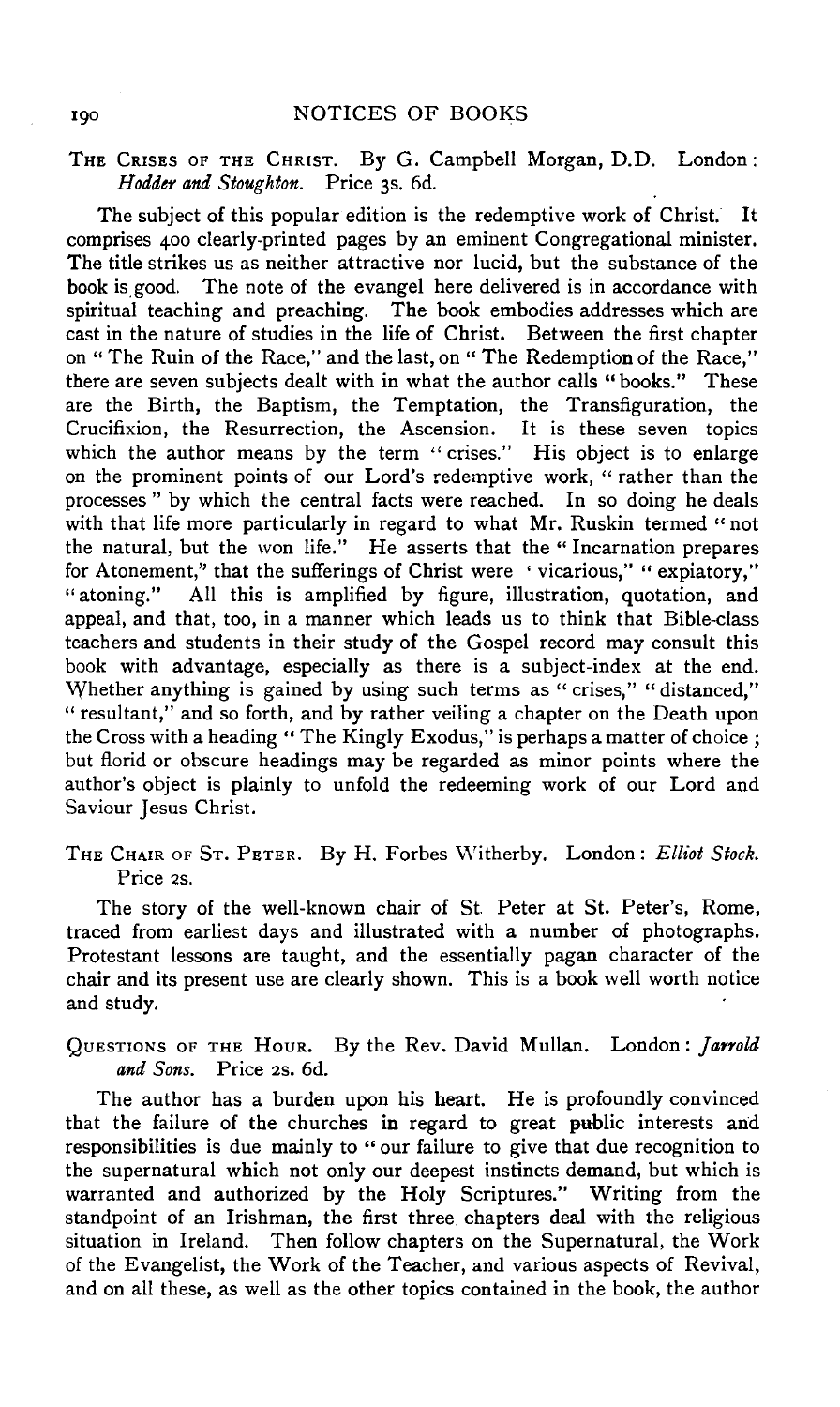THE CRISES OF THE CHRIST. By G. Campbell Morgan, D.D. London: *Hodder and Stoughton.* Price 3s. 6d.

The subject of this popular edition is the redemptive work of Christ. It comprises 400 clearly-printed pages by an eminent Congregational minister. The title strikes us as neither attractive nor lucid, but the substance of the book is good. The note of the evangel here delivered is in accordance with spiritual teaching and preaching. The book embodies addresses which are cast in the nature of studies in the life of Christ. Between the first chapter on "The Ruin of the Race," and the last, on "The Redemption of the Race," there are seven subjects dealt with in what the author calls "books." These are the Birth, the Baptism, the Temptation, the Transfiguration, the Crucifixion, the Resurrection, the Ascension. It is these seven topics which the author means by the term "crises." His object is to enlarge on the prominent points of our Lord's redemptive work, "rather than the processes" by which the central facts were reached. In so doing he deals with that life more particularly in regard to what Mr. Ruskin termed "not the natural, but the won life." He asserts that the "Incarnation prepares for Atonement," that the sufferings of Christ were 'vicarious," "expiatory," "atoning." All this is amplified by figure, illustration, quotation, and appeal, and that, too, in a manner which leads us to think that Bible-class teachers and students in their study of the Gospel record may consult this book with advantage, especially as there is a subject-index at the end. Whether anything is gained by using such terms as "crises," "distanced," "resultant," and so forth, and by rather veiling a chapter on the Death upon the Cross with a heading "The Kingly Exodus," is perhaps a matter of choice; but florid or obscure headings may be regarded as minor points where the author's object is plainly to unfold the redeeming work of our Lord and Saviour Jesus Christ.

THE CHAIR OF ST. PETER. By H. Forbes Witherby. London: *Elliot Stock.* Price 2s.

The story of the well-known chair of St. Peter at St. Peter's, Rome, traced from earliest days and illustrated with a number of photographs. Protestant lessons are taught, and the essentially pagan character of the chair and its present use are clearly shown. This is a book well worth notice and study.

QUESTIONS OF THE HOUR. By the Rev. David Mullan. London: *Jarrold and Sons.* Price 2s. 6d.

The author has a burden upon his heart. He is profoundly convinced that the failure of the churches in regard to great public interests and responsibilities is due mainly to "our failure to give that due recognition to the supernatural which not only our deepest instincts demand, but which is warranted and authorized by the Holy Scriptures." Writing from the standpoint of an Irishman, the first three chapters deal with the religious situation in Ireland. Then follow chapters on the Supernatural, the Work of the Evangelist, the Work of the Teacher, and various aspects of Revival, and on all these, as well as the other topics contained in the book, the author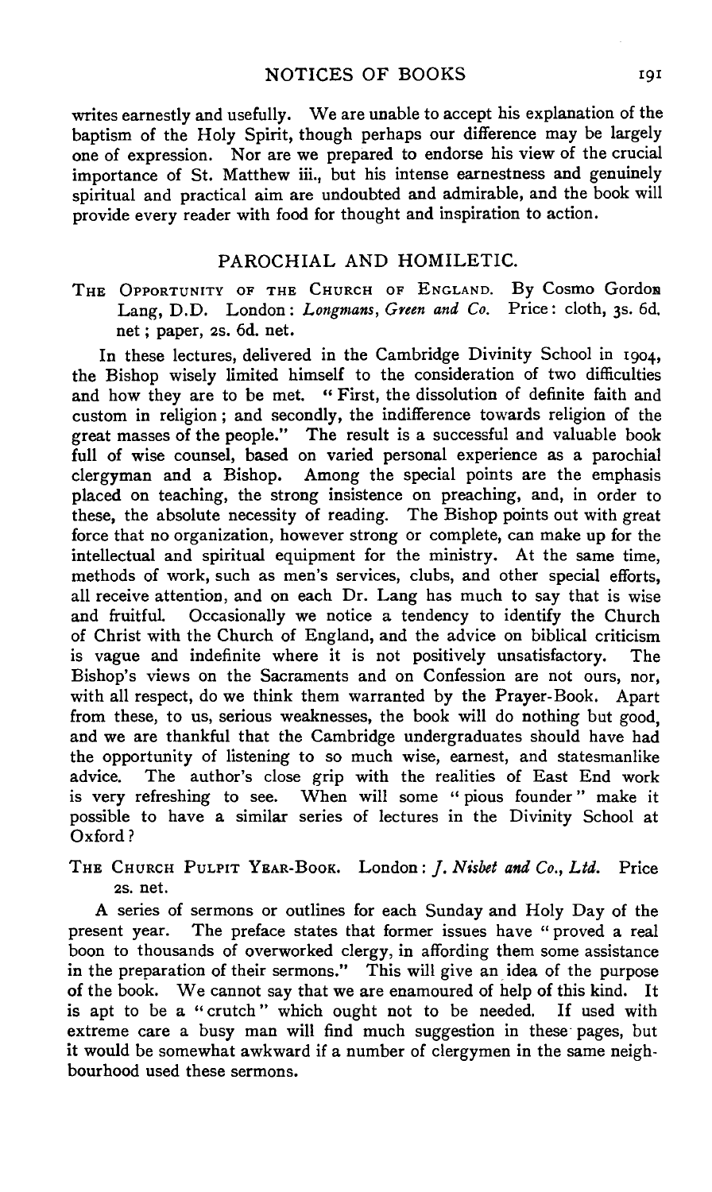writes earnestly and usefully. We are unable to accept his explanation of the baptism of the Holy Spirit, though perhaps our difference may be largely one of expression. Nor are we prepared to endorse his view of the crucial importance of St. Matthew iii., but his intense earnestness and genuinely spiritual and practical aim are undoubted and admirable, and the book will provide every reader with food for thought and inspiration to action.

## PAROCHIAL AND HOMILETIC.

THE OPPORTUNITY OF THE CHURCH OF ENGLAND. By Cosmo Gordon Lang, D.D. London: *Longmans, Green and Co.* Price: cloth, 3s. 6d. net; paper, 2s. 6d. net.

In these lectures, delivered in the Cambridge Divinity School in 1904, the Bishop wisely limited himself to the consideration of two difficulties and how they are to be met. "First, the dissolution of definite faith and custom in religion; and secondly, the indifference towards religion of the great masses of the people." The result is a successful and valuable book full of wise counsel, based on varied personal experience as a parochial clergyman and a Bishop. Among the special points are the emphasis placed on teaching, the strong insistence on preaching, and, in order to these, the absolute necessity of reading. The Bishop points out with great force that no organization, however strong or complete, can make up for the intellectual and spiritual equipment for the ministry. At the same time, methods of work, such as men's services, clubs, and other special efforts, all receive attention, and on each Dr. Lang has much to say that is wise and fruitful. Occasionally we notice a tendency to identify the Church of Christ with the Church of England, and the advice on biblical criticism is vague and indefinite where it is not positively unsatisfactory. The Bishop's views on the Sacraments and on Confession are not ours, nor, with all respect, do we think them warranted by the Prayer-Book. Apart from these, to us, serious weaknesses, the book will do nothing but good, and we are thankful that the Cambridge undergraduates should have had the opportunity of listening to so much wise, earnest, and statesmanlike advice. The author's close grip with the realities of East End work is very refreshing to see. When will some "pious founder" make it possible to have a similar series of lectures in the Divinity School at Oxford?

THE CHURCH PULPIT YEAR-BOOK. London: *J. Nisbet and Co., Ltd.* Price 2s. net.

A series of sermons or outlines for each Sunday and Holy Day of the present year. The preface states that former issues have "proved a real boon to thousands of overworked clergy, in affording them some assistance in the preparation of their sermons." This will give an idea of the purpose of the book. We cannot say that we are enamoured of help of this kind. It is apt to be a "crutch" which ought not to be needed. If used with extreme care a busy man will find much suggestion in these pages, but it would be somewhat awkward if a number of clergymen in the same neighbourhood used these sermons.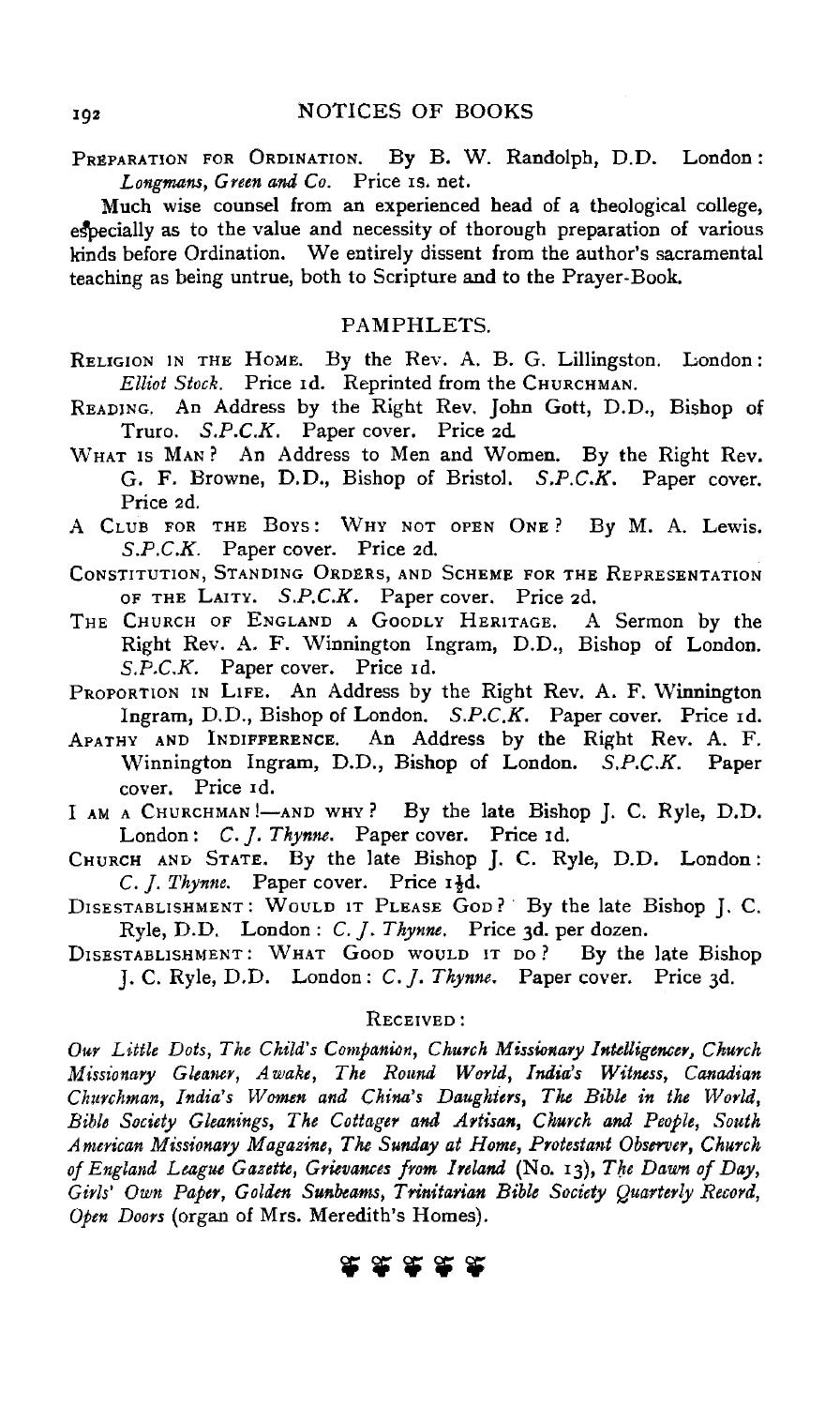PREPARATION FOR ORDINATION. By B. W. Randolph, D.D. London: *Longmans, Green and Co.* Price 1s. net.

Much wise counsel from an experienced head of a theological college, especially as to the value and necessity of thorough preparation of various kinds before Ordination. We entirely dissent from the author's sacramental teaching as being untrue, both to Scripture and to the Prayer-Book.

## PAMPHLETS.

RELIGION IN THE HOME. By the Rev. A. B. G. Lillingston. London: *Elliot Stock.* Price 1d. Reprinted from the CHURCHMAN.

READING. An Address by the Right Rev. John Gott, D.D., Bishop of Truro. *S.P.C.K.* Paper cover. Price 2d.

WHAT IS MAN? An Address to Men and Women. By the Right Rev. G. F. Browne, D.D., Bishop of Bristol. *S.P.C.K.* Paper cover. Price 2d.

A CLUB FOR THE BOYS: WHY NOT OPEN ONE? By M. A. Lewis. *S.P.C.K.* Paper cover. Price 2d.

CONSTITUTION, STANDING ORDERS, AND SCHEME FOR THE REPRESENTATION OF THE LAITY. *S.P.C.K.* Paper cover. Price 2d.

THE CHURCH OF ENGLAND A GOODLY HERITAGE. A Sermon by the Right Rev. A. F. Winnington Ingram, D.D., Bishop of London. *S.P.C.K.* Paper cover. Price 1d.

PROPORTION IN LIFE. An Address by the Right Rev. A. F. Winnington Ingram, D.D., Bishop of London. *S.P.C.K.* Paper cover. Price 1d.

APATHY AND INDIFFERENCE. An Address by the Right Rev. A. F. Winnington Ingram, D.D., Bishop of London. *S.P.C.K.* Paper cover. Price 1d.

I AM A CHURCHMAN!—AND WHY? By the late Bishop J. C. Ryle, D.D. London: *C. J. Thynne.* Paper cover. Price 1d.

CHURCH AND STATE. By the late Bishop J. C. Ryle, D.D. London: *C. J. Thynne.* Paper cover. Price 1½d.

DISESTABLISHMENT: WOULD IT PLEASE GOD? By the late Bishop J. C. Ryle, D.D. London: *C. J. Thynne.* Price 3d. per dozen.

DISESTABLISHMENT: WHAT GOOD WOULD IT DO? By the late Bishop J. C. Ryle, D.D. London: *C. J. Thynne.* Paper cover. Price 3d.

RECEIVED:

*Our Little Dots, The Child's Companion, Church Missionary Intelligencer, Church Missionary Gleaner, Awake, The Round World, India's Witness, Canadian Churchman, India's Women and China's Daughters, The Bible in the World, Bible Society Gleanings, The Cottager and Artisan, Church and People, South American Missionary Magazine, The Sunday at Home, Protestant Observer, Church of England League Gazette, Grievances from Ireland* (No. 13), *The Dawn of Day, Girls' Own Paper, Golden Sunbeams, Trinitarian Bible Society Quarterly Record, Open Doors* (organ of Mrs. Meredith's Homes).